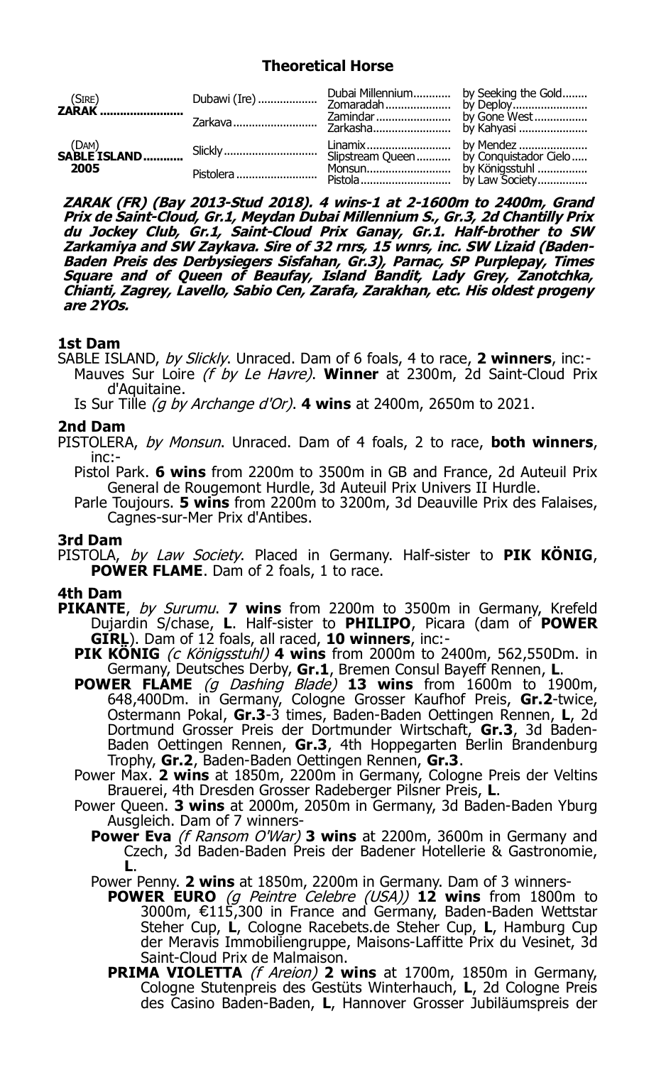# Theoretical Horse

| | | | |
|---|---|---|---|
| (SIRE) **ZARAK** | Dubawi (Ire) | Dubai Millennium | by Seeking the Gold |
| | | Zomaradah | by Deploy |
| | Zarkava | Zamindar | by Gone West |
| | | Zarkasha | by Kahyasi |
| (DAM) **SABLE ISLAND** 2005 | Slickly | Linamix | by Mendez |
| | | Slipstream Queen | by Conquistador Cielo |
| | Pistolera | Monsun | by Königsstuhl |
| | | Pistola | by Law Society |

***ZARAK (FR) (Bay 2013-Stud 2018). 4 wins-1 at 2-1600m to 2400m, Grand Prix de Saint-Cloud, Gr.1, Meydan Dubai Millennium S., Gr.3, 2d Chantilly Prix du Jockey Club, Gr.1, Saint-Cloud Prix Ganay, Gr.1. Half-brother to SW Zarkamiya and SW Zaykava. Sire of 32 rnrs, 15 wnrs, inc. SW Lizaid (Baden-Baden Preis des Derbysiegers Sisfahan, Gr.3), Parnac, SP Purplepay, Times Square and of Queen of Beaufay, Island Bandit, Lady Grey, Zanotchka, Chianti, Zagrey, Lavello, Sabio Cen, Zarafa, Zarakhan, etc. His oldest progeny are 2YOs.***

## 1st Dam

SABLE ISLAND, *by Slickly*. Unraced. Dam of 6 foals, 4 to race, **2 winners**, inc:-

- Mauves Sur Loire *(f by Le Havre)*. **Winner** at 2300m, 2d Saint-Cloud Prix d'Aquitaine.
- Is Sur Tille *(g by Archange d'Or)*. **4 wins** at 2400m, 2650m to 2021.

## 2nd Dam

PISTOLERA, *by Monsun*. Unraced. Dam of 4 foals, 2 to race, **both winners**, inc:-

- Pistol Park. **6 wins** from 2200m to 3500m in GB and France, 2d Auteuil Prix General de Rougemont Hurdle, 3d Auteuil Prix Univers II Hurdle.
- Parle Toujours. **5 wins** from 2200m to 3200m, 3d Deauville Prix des Falaises, Cagnes-sur-Mer Prix d'Antibes.

## 3rd Dam

PISTOLA, *by Law Society*. Placed in Germany. Half-sister to **PIK KÖNIG**, **POWER FLAME**. Dam of 2 foals, 1 to race.

## 4th Dam

**PIKANTE**, *by Surumu*. **7 wins** from 2200m to 3500m in Germany, Krefeld Dujardin S/chase, **L**. Half-sister to **PHILIPO**, Picara (dam of **POWER GIRL**). Dam of 12 foals, all raced, **10 winners**, inc:-

- **PIK KÖNIG** *(c Königsstuhl)* **4 wins** from 2000m to 2400m, 562,550Dm. in Germany, Deutsches Derby, **Gr.1**, Bremen Consul Bayeff Rennen, **L**.
- **POWER FLAME** *(g Dashing Blade)* **13 wins** from 1600m to 1900m, 648,400Dm. in Germany, Cologne Grosser Kaufhof Preis, **Gr.2**-twice, Ostermann Pokal, **Gr.3**-3 times, Baden-Baden Oettingen Rennen, **L**, 2d Dortmund Grosser Preis der Dortmunder Wirtschaft, **Gr.3**, 3d Baden-Baden Oettingen Rennen, **Gr.3**, 4th Hoppegarten Berlin Brandenburg Trophy, **Gr.2**, Baden-Baden Oettingen Rennen, **Gr.3**.
- Power Max. **2 wins** at 1850m, 2200m in Germany, Cologne Preis der Veltins Brauerei, 4th Dresden Grosser Radeberger Pilsner Preis, **L**.
- Power Queen. **3 wins** at 2000m, 2050m in Germany, 3d Baden-Baden Yburg Ausgleich. Dam of 7 winners-
  - **Power Eva** *(f Ransom O'War)* **3 wins** at 2200m, 3600m in Germany and Czech, 3d Baden-Baden Preis der Badener Hotellerie & Gastronomie, **L**.
  - Power Penny. **2 wins** at 1850m, 2200m in Germany. Dam of 3 winners-
    - **POWER EURO** *(g Peintre Celebre (USA))* **12 wins** from 1800m to 3000m, €115,300 in France and Germany, Baden-Baden Wettstar Steher Cup, **L**, Cologne Racebets.de Steher Cup, **L**, Hamburg Cup der Meravis Immobiliengruppe, Maisons-Laffitte Prix du Vesinet, 3d Saint-Cloud Prix de Malmaison.
    - **PRIMA VIOLETTA** *(f Areion)* **2 wins** at 1700m, 1850m in Germany, Cologne Stutenpreis des Gestüts Winterhauch, **L**, 2d Cologne Preis des Casino Baden-Baden, **L**, Hannover Grosser Jubiläumspreis der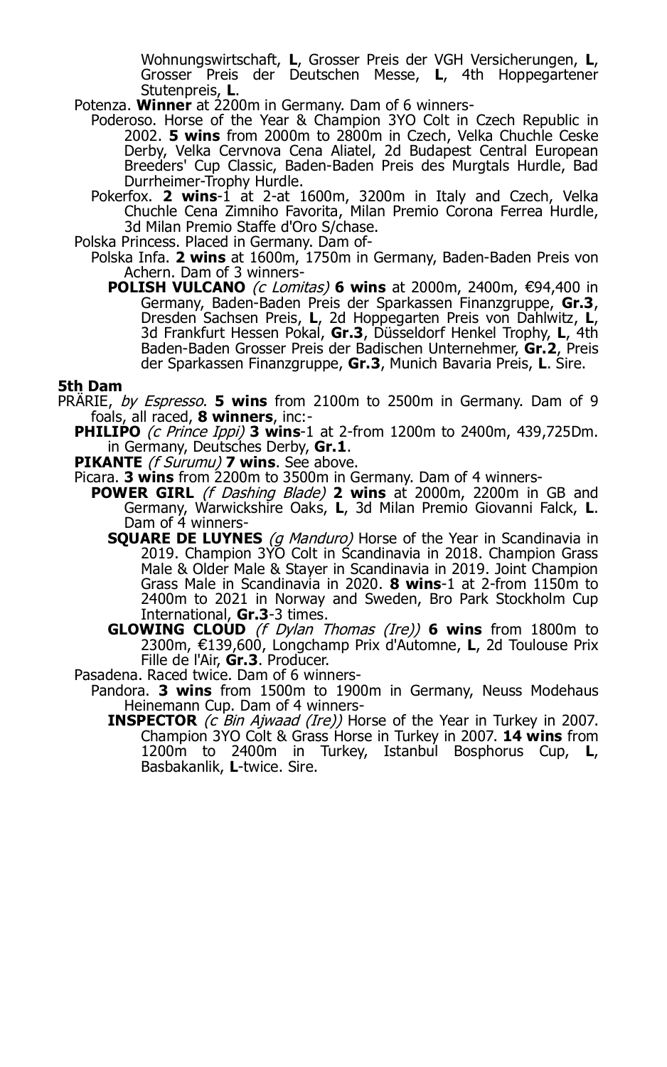Wohnungswirtschaft, **L**, Grosser Preis der VGH Versicherungen, **L**, Grosser Preis der Deutschen Messe, **L**, 4th Hoppegartener Stutenpreis, **L**.

Potenza. **Winner** at 2200m in Germany. Dam of 6 winners-

Poderoso. Horse of the Year & Champion 3YO Colt in Czech Republic in 2002. **5 wins** from 2000m to 2800m in Czech, Velka Chuchle Ceske Derby, Velka Cervnova Cena Aliatel, 2d Budapest Central European Breeders' Cup Classic, Baden-Baden Preis des Murgtals Hurdle, Bad Durrheimer-Trophy Hurdle.

Pokerfox. **2 wins**-1 at 2-at 1600m, 3200m in Italy and Czech, Velka Chuchle Cena Zimniho Favorita, Milan Premio Corona Ferrea Hurdle, 3d Milan Premio Staffe d'Oro S/chase.

Polska Princess. Placed in Germany. Dam of-

Polska Infa. **2 wins** at 1600m, 1750m in Germany, Baden-Baden Preis von Achern. Dam of 3 winners-

**POLISH VULCANO** *(c Lomitas)* **6 wins** at 2000m, 2400m, €94,400 in Germany, Baden-Baden Preis der Sparkassen Finanzgruppe, **Gr.3**, Dresden Sachsen Preis, **L**, 2d Hoppegarten Preis von Dahlwitz, **L**, 3d Frankfurt Hessen Pokal, **Gr.3**, Düsseldorf Henkel Trophy, **L**, 4th Baden-Baden Grosser Preis der Badischen Unternehmer, **Gr.2**, Preis der Sparkassen Finanzgruppe, **Gr.3**, Munich Bavaria Preis, **L**. Sire.

**5th Dam**

PRÄRIE, *by Espresso*. **5 wins** from 2100m to 2500m in Germany. Dam of 9 foals, all raced, **8 winners**, inc:-

**PHILIPO** *(c Prince Ippi)* **3 wins**-1 at 2-from 1200m to 2400m, 439,725Dm. in Germany, Deutsches Derby, **Gr.1**.

**PIKANTE** *(f Surumu)* **7 wins**. See above.

Picara. **3 wins** from 2200m to 3500m in Germany. Dam of 4 winners-

**POWER GIRL** *(f Dashing Blade)* **2 wins** at 2000m, 2200m in GB and Germany, Warwickshire Oaks, **L**, 3d Milan Premio Giovanni Falck, **L**. Dam of 4 winners-

**SQUARE DE LUYNES** *(g Manduro)* Horse of the Year in Scandinavia in 2019. Champion 3YO Colt in Scandinavia in 2018. Champion Grass Male & Older Male & Stayer in Scandinavia in 2019. Joint Champion Grass Male in Scandinavia in 2020. **8 wins**-1 at 2-from 1150m to 2400m to 2021 in Norway and Sweden, Bro Park Stockholm Cup International, **Gr.3**-3 times.

**GLOWING CLOUD** *(f Dylan Thomas (Ire))* **6 wins** from 1800m to 2300m, €139,600, Longchamp Prix d'Automne, **L**, 2d Toulouse Prix Fille de l'Air, **Gr.3**. Producer.

Pasadena. Raced twice. Dam of 6 winners-

Pandora. **3 wins** from 1500m to 1900m in Germany, Neuss Modehaus Heinemann Cup. Dam of 4 winners-

**INSPECTOR** *(c Bin Ajwaad (Ire))* Horse of the Year in Turkey in 2007. Champion 3YO Colt & Grass Horse in Turkey in 2007. **14 wins** from 1200m to 2400m in Turkey, Istanbul Bosphorus Cup, **L**, Basbakanlik, **L**-twice. Sire.